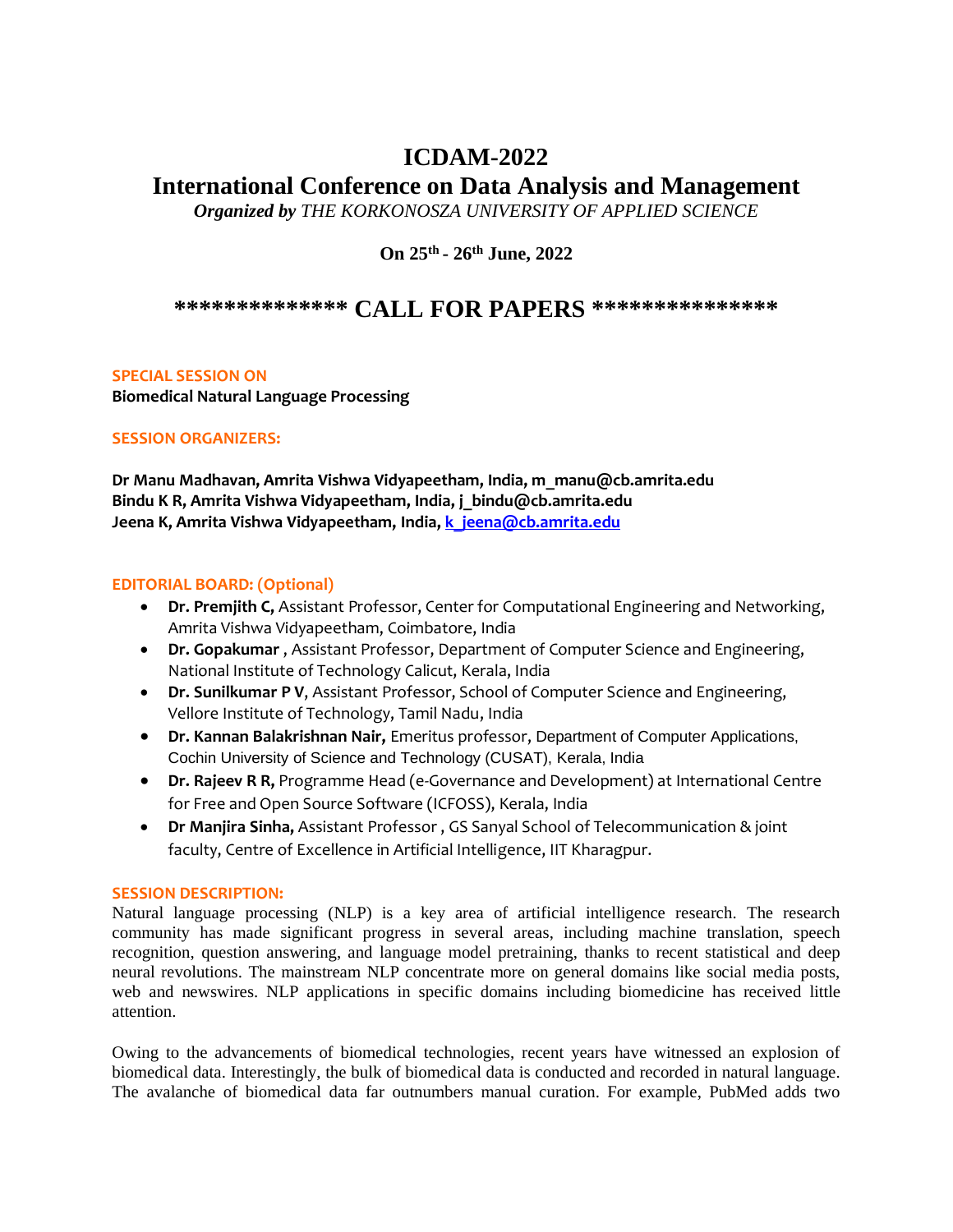# ICDAM-2022

# International Conference on Data Analysis and Management

***Organized by*** *THE KORKONOSZA UNIVERSITY OF APPLIED SCIENCE*

**On 25th - 26th June, 2022**

## \*\*\*\*\*\*\*\*\*\*\*\*\*\* CALL FOR PAPERS \*\*\*\*\*\*\*\*\*\*\*\*\*\*\*

**SPECIAL SESSION ON**

**Biomedical Natural Language Processing**

**SESSION ORGANIZERS:**

**Dr Manu Madhavan, Amrita Vishwa Vidyapeetham, India, m_manu@cb.amrita.edu**
**Bindu K R, Amrita Vishwa Vidyapeetham, India, j_bindu@cb.amrita.edu**
**Jeena K, Amrita Vishwa Vidyapeetham, India, k_jeena@cb.amrita.edu**

**EDITORIAL BOARD: (Optional)**

- **Dr. Premjith C,** Assistant Professor, Center for Computational Engineering and Networking, Amrita Vishwa Vidyapeetham, Coimbatore, India
- **Dr. Gopakumar** , Assistant Professor, Department of Computer Science and Engineering, National Institute of Technology Calicut, Kerala, India
- **Dr. Sunilkumar P V**, Assistant Professor, School of Computer Science and Engineering, Vellore Institute of Technology, Tamil Nadu, India
- **Dr. Kannan Balakrishnan Nair,** Emeritus professor, Department of Computer Applications, Cochin University of Science and Technology (CUSAT), Kerala, India
- **Dr. Rajeev R R,** Programme Head (e-Governance and Development) at International Centre for Free and Open Source Software (ICFOSS), Kerala, India
- **Dr Manjira Sinha,** Assistant Professor , GS Sanyal School of Telecommunication & joint faculty, Centre of Excellence in Artificial Intelligence, IIT Kharagpur.

**SESSION DESCRIPTION:**

Natural language processing (NLP) is a key area of artificial intelligence research. The research community has made significant progress in several areas, including machine translation, speech recognition, question answering, and language model pretraining, thanks to recent statistical and deep neural revolutions. The mainstream NLP concentrate more on general domains like social media posts, web and newswires. NLP applications in specific domains including biomedicine has received little attention.

Owing to the advancements of biomedical technologies, recent years have witnessed an explosion of biomedical data. Interestingly, the bulk of biomedical data is conducted and recorded in natural language. The avalanche of biomedical data far outnumbers manual curation. For example, PubMed adds two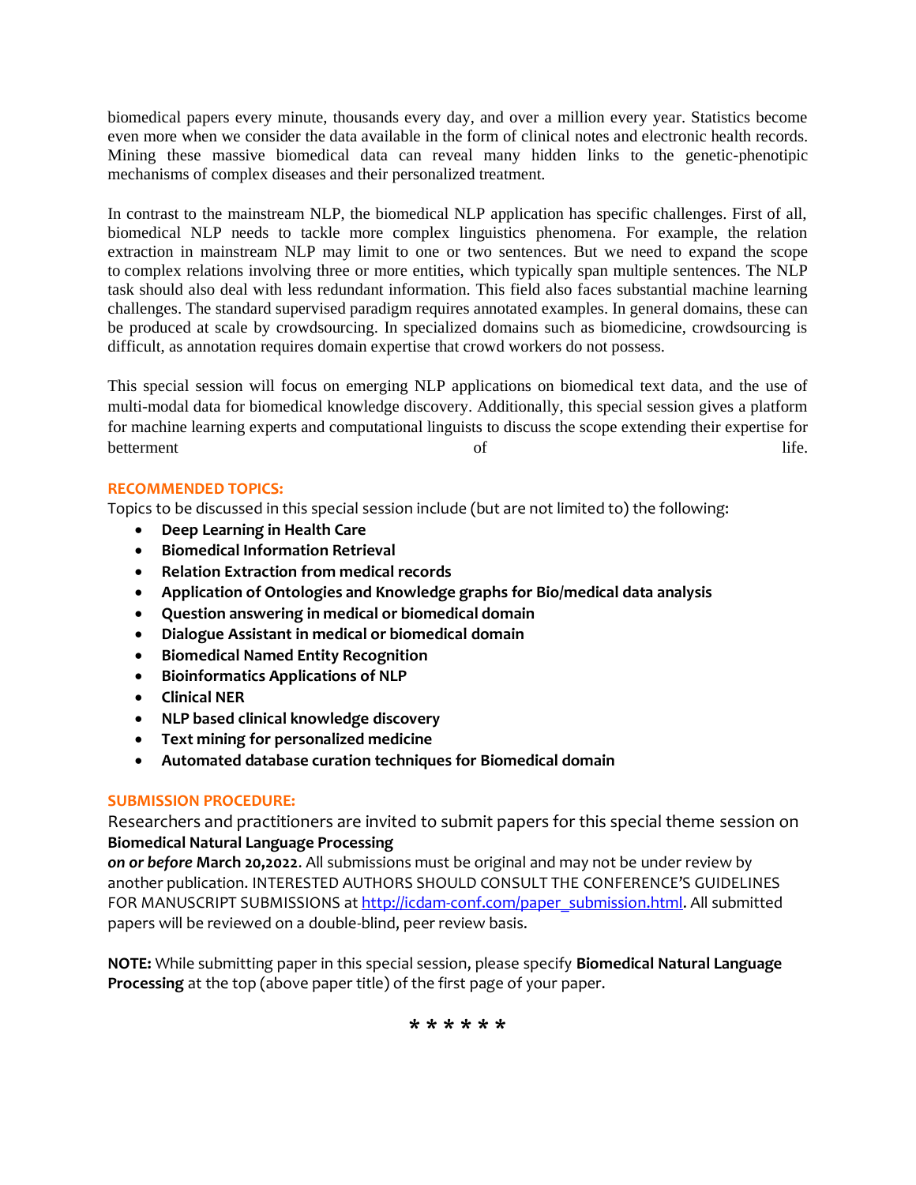biomedical papers every minute, thousands every day, and over a million every year. Statistics become even more when we consider the data available in the form of clinical notes and electronic health records. Mining these massive biomedical data can reveal many hidden links to the genetic-phenotipic mechanisms of complex diseases and their personalized treatment.

In contrast to the mainstream NLP, the biomedical NLP application has specific challenges. First of all, biomedical NLP needs to tackle more complex linguistics phenomena. For example, the relation extraction in mainstream NLP may limit to one or two sentences. But we need to expand the scope to complex relations involving three or more entities, which typically span multiple sentences. The NLP task should also deal with less redundant information. This field also faces substantial machine learning challenges. The standard supervised paradigm requires annotated examples. In general domains, these can be produced at scale by crowdsourcing. In specialized domains such as biomedicine, crowdsourcing is difficult, as annotation requires domain expertise that crowd workers do not possess.

This special session will focus on emerging NLP applications on biomedical text data, and the use of multi-modal data for biomedical knowledge discovery. Additionally, this special session gives a platform for machine learning experts and computational linguists to discuss the scope extending their expertise for betterment of life.

**RECOMMENDED TOPICS:**

Topics to be discussed in this special session include (but are not limited to) the following:

- **Deep Learning in Health Care**
- **Biomedical Information Retrieval**
- **Relation Extraction from medical records**
- **Application of Ontologies and Knowledge graphs for Bio/medical data analysis**
- **Question answering in medical or biomedical domain**
- **Dialogue Assistant in medical or biomedical domain**
- **Biomedical Named Entity Recognition**
- **Bioinformatics Applications of NLP**
- **Clinical NER**
- **NLP based clinical knowledge discovery**
- **Text mining for personalized medicine**
- **Automated database curation techniques for Biomedical domain**

**SUBMISSION PROCEDURE:**

Researchers and practitioners are invited to submit papers for this special theme session on **Biomedical Natural Language Processing**
***on or before* March 20,2022**. All submissions must be original and may not be under review by another publication. INTERESTED AUTHORS SHOULD CONSULT THE CONFERENCE'S GUIDELINES FOR MANUSCRIPT SUBMISSIONS at [http://icdam-conf.com/paper_submission.html](http://icdam-conf.com/paper_submission.html). All submitted papers will be reviewed on a double-blind, peer review basis.

**NOTE:** While submitting paper in this special session, please specify **Biomedical Natural Language Processing** at the top (above paper title) of the first page of your paper.

\* \* \* \* \* \*